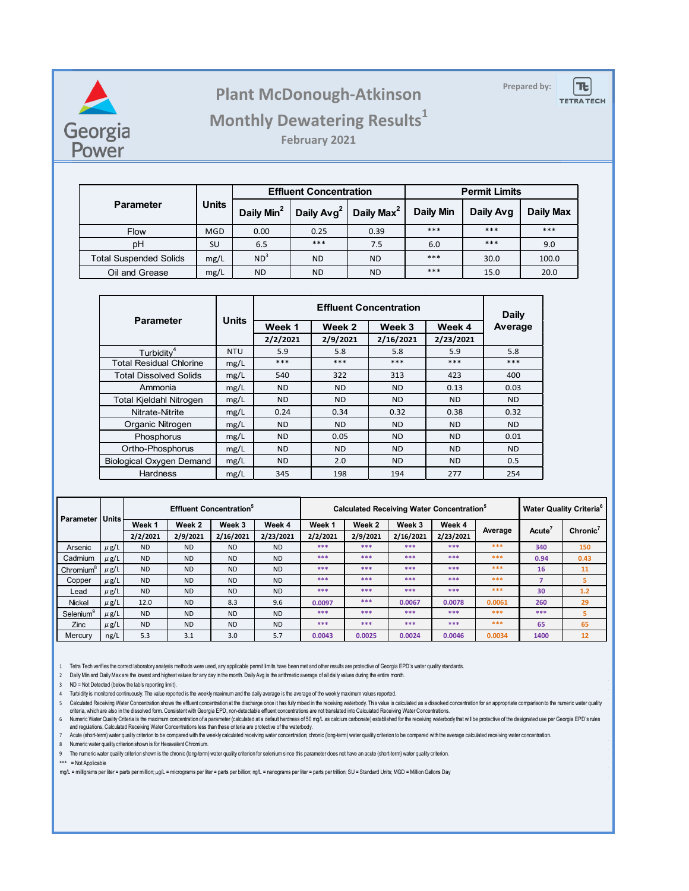Georgia Power

# Plant McDonough-Atkinson

## Monthly Dewatering Results[1]

### February 2021

Prepared by: TETRA TECH

| Parameter | Units | Effluent Concentration | | | Permit Limits | | |
|---|---|---|---|---|---|---|---|
| | | Daily Min[2] | Daily Avg[2] | Daily Max[2] | Daily Min | Daily Avg | Daily Max |
| Flow | MGD | 0.00 | 0.25 | 0.39 | *** | *** | *** |
| pH | SU | 6.5 | *** | 7.5 | 6.0 | *** | 9.0 |
| Total Suspended Solids | mg/L | ND[3] | ND | ND | *** | 30.0 | 100.0 |
| Oil and Grease | mg/L | ND | ND | ND | *** | 15.0 | 20.0 |

| Parameter | Units | Effluent Concentration | | | | Daily Average |
|---|---|---|---|---|---|---|
| | | Week 1 | Week 2 | Week 3 | Week 4 | |
| | | 2/2/2021 | 2/9/2021 | 2/16/2021 | 2/23/2021 | |
| Turbidity[4] | NTU | 5.9 | 5.8 | 5.8 | 5.9 | 5.8 |
| Total Residual Chlorine | mg/L | *** | *** | *** | *** | *** |
| Total Dissolved Solids | mg/L | 540 | 322 | 313 | 423 | 400 |
| Ammonia | mg/L | ND | ND | ND | 0.13 | 0.03 |
| Total Kjeldahl Nitrogen | mg/L | ND | ND | ND | ND | ND |
| Nitrate-Nitrite | mg/L | 0.24 | 0.34 | 0.32 | 0.38 | 0.32 |
| Organic Nitrogen | mg/L | ND | ND | ND | ND | ND |
| Phosphorus | mg/L | ND | 0.05 | ND | ND | 0.01 |
| Ortho-Phosphorus | mg/L | ND | ND | ND | ND | ND |
| Biological Oxygen Demand | mg/L | ND | 2.0 | ND | ND | 0.5 |
| Hardness | mg/L | 345 | 198 | 194 | 277 | 254 |

| Parameter | Units | Effluent Concentration[5] | | | | Calculated Receiving Water Concentration[5] | | | | | Water Quality Criteria[6] | |
|---|---|---|---|---|---|---|---|---|---|---|---|---|
| | | Week 1 | Week 2 | Week 3 | Week 4 | Week 1 | Week 2 | Week 3 | Week 4 | Average | Acute[7] | Chronic[7] |
| | | 2/2/2021 | 2/9/2021 | 2/16/2021 | 2/23/2021 | 2/2/2021 | 2/9/2021 | 2/16/2021 | 2/23/2021 | | | |
| Arsenic | μg/L | ND | ND | ND | ND | *** | *** | *** | *** | *** | 340 | 150 |
| Cadmium | μg/L | ND | ND | ND | ND | *** | *** | *** | *** | *** | 0.94 | 0.43 |
| Chromium[8] | μg/L | ND | ND | ND | ND | *** | *** | *** | *** | *** | 16 | 11 |
| Copper | μg/L | ND | ND | ND | ND | *** | *** | *** | *** | *** | 7 | 5 |
| Lead | μg/L | ND | ND | ND | ND | *** | *** | *** | *** | *** | 30 | 1.2 |
| Nickel | μg/L | 12.0 | ND | 8.3 | 9.6 | 0.0097 | *** | 0.0067 | 0.0078 | 0.0061 | 260 | 29 |
| Selenium[9] | μg/L | ND | ND | ND | ND | *** | *** | *** | *** | *** | *** | 5 |
| Zinc | μg/L | ND | ND | ND | ND | *** | *** | *** | *** | *** | 65 | 65 |
| Mercury | ng/L | 5.3 | 3.1 | 3.0 | 5.7 | 0.0043 | 0.0025 | 0.0024 | 0.0046 | 0.0034 | 1400 | 12 |

1. Tetra Tech verifies the correct laboratory analysis methods were used, any applicable permit limits have been met and other results are protective of Georgia EPD's water quality standards.
2. Daily Min and Daily Max are the lowest and highest values for any day in the month. Daily Avg is the arithmetic average of all daily values during the entire month.
3. ND = Not Detected (below the lab's reporting limit).
4. Turbidity is monitored continuously. The value reported is the weekly maximum and the daily average is the average of the weekly maximum values reported.
5. Calculated Receiving Water Concentration shows the effluent concentration at the discharge once it has fully mixed in the receiving waterbody. This value is calculated as a dissolved concentration for an appropriate comparison to the numeric water quality criteria, which are also in the dissolved form. Consistent with Georgia EPD, non-detectable effluent concentrations are not translated into Calculated Receiving Water Concentrations.
6. Numeric Water Quality Criteria is the maximum concentration of a parameter (calculated at a default hardness of 50 mg/L as calcium carbonate) established for the receiving waterbody that will be protective of the designated use per Georgia EPD's rules and regulations. Calculated Receiving Water Concentrations less than these criteria are protective of the waterbody.
7. Acute (short-term) water quality criterion to be compared with the weekly calculated receiving water concentration; chronic (long-term) water quality criterion to be compared with the average calculated receiving water concentration.
8. Numeric water quality criterion shown is for Hexavalent Chromium.
9. The numeric water quality criterion shown is the chronic (long-term) water quality criterion for selenium since this parameter does not have an acute (short-term) water quality criterion.

*** = Not Applicable

mg/L = milligrams per liter = parts per million; μg/L = micrograms per liter = parts per billion; ng/L = nanograms per liter = parts per trillion; SU = Standard Units; MGD = Million Gallons Day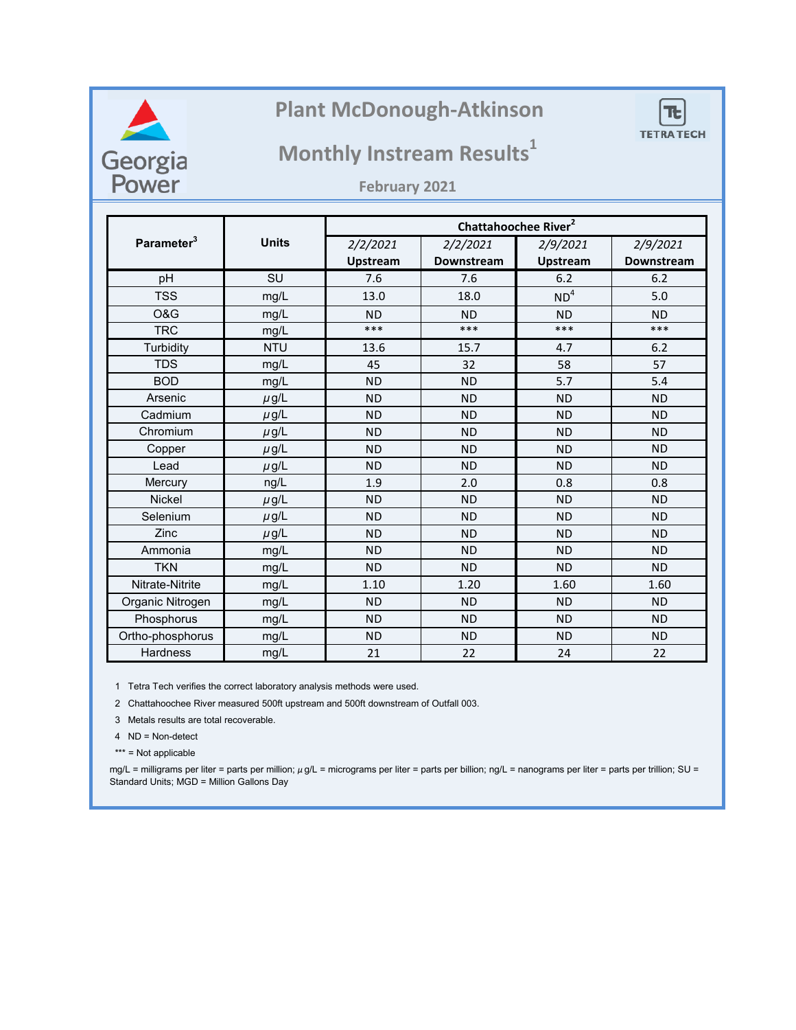Georgia Power

# Plant McDonough-Atkinson

## Monthly Instream Results[1]

TETRA TECH

February 2021

| Parameter[3] | Units | Chattahoochee River[2] | | | |
|---|---|---|---|---|---|
| | | *2/2/2021* Upstream | *2/2/2021* Downstream | *2/9/2021* Upstream | *2/9/2021* Downstream |
| pH | SU | 7.6 | 7.6 | 6.2 | 6.2 |
| TSS | mg/L | 13.0 | 18.0 | ND[4] | 5.0 |
| O&G | mg/L | ND | ND | ND | ND |
| TRC | mg/L | *** | *** | *** | *** |
| Turbidity | NTU | 13.6 | 15.7 | 4.7 | 6.2 |
| TDS | mg/L | 45 | 32 | 58 | 57 |
| BOD | mg/L | ND | ND | 5.7 | 5.4 |
| Arsenic | µg/L | ND | ND | ND | ND |
| Cadmium | µg/L | ND | ND | ND | ND |
| Chromium | µg/L | ND | ND | ND | ND |
| Copper | µg/L | ND | ND | ND | ND |
| Lead | µg/L | ND | ND | ND | ND |
| Mercury | ng/L | 1.9 | 2.0 | 0.8 | 0.8 |
| Nickel | µg/L | ND | ND | ND | ND |
| Selenium | µg/L | ND | ND | ND | ND |
| Zinc | µg/L | ND | ND | ND | ND |
| Ammonia | mg/L | ND | ND | ND | ND |
| TKN | mg/L | ND | ND | ND | ND |
| Nitrate-Nitrite | mg/L | 1.10 | 1.20 | 1.60 | 1.60 |
| Organic Nitrogen | mg/L | ND | ND | ND | ND |
| Phosphorus | mg/L | ND | ND | ND | ND |
| Ortho-phosphorus | mg/L | ND | ND | ND | ND |
| Hardness | mg/L | 21 | 22 | 24 | 22 |

1 Tetra Tech verifies the correct laboratory analysis methods were used.

2 Chattahoochee River measured 500ft upstream and 500ft downstream of Outfall 003.

3 Metals results are total recoverable.

4 ND = Non-detect

*** = Not applicable

mg/L = milligrams per liter = parts per million; µg/L = micrograms per liter = parts per billion; ng/L = nanograms per liter = parts per trillion; SU = Standard Units; MGD = Million Gallons Day